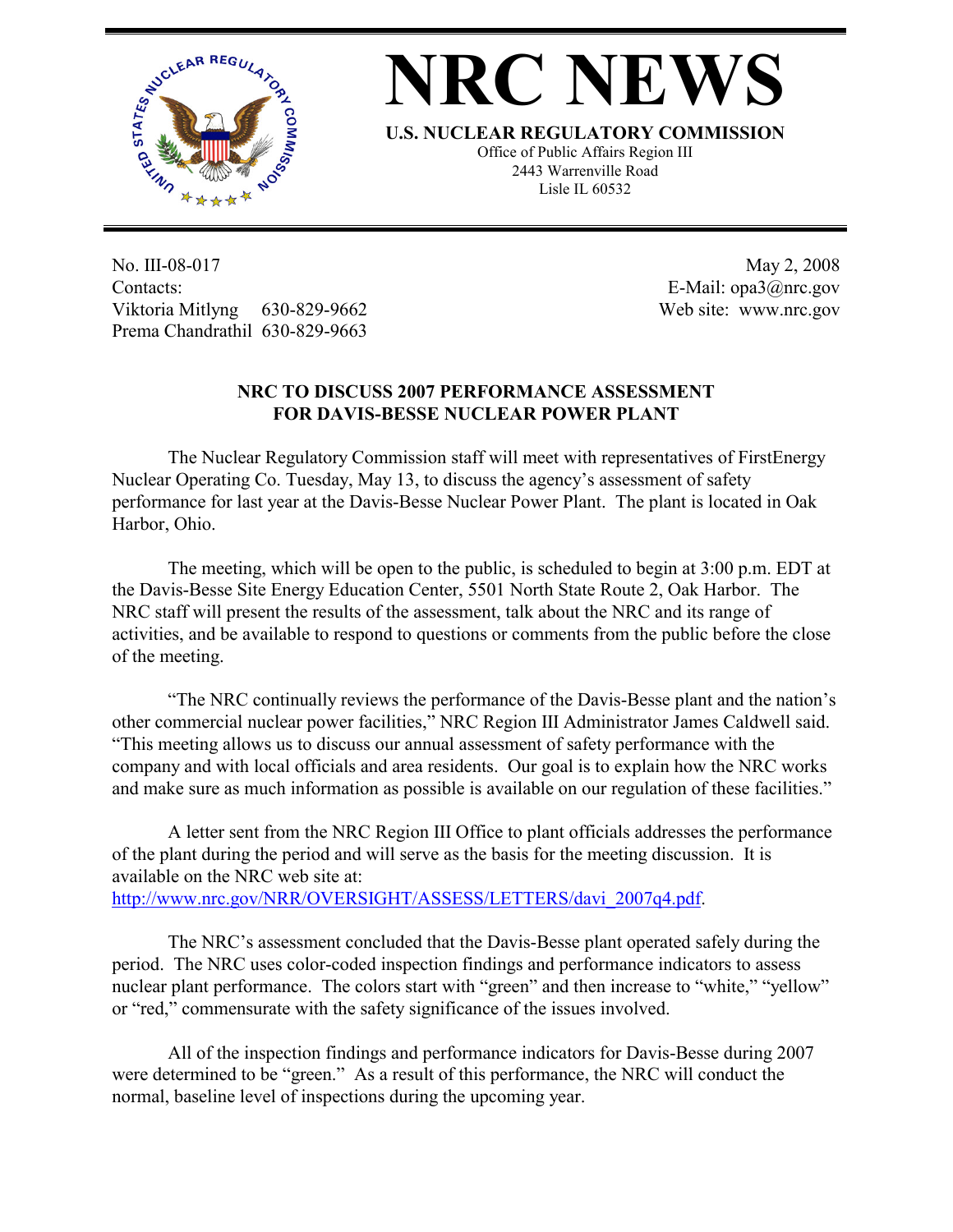# NRC NEWS

**U.S. NUCLEAR REGULATORY COMMISSION**
Office of Public Affairs Region III
2443 Warrenville Road
Lisle IL 60532

No. III-08-017
Contacts:
Viktoria Mitlyng 630-829-9662
Prema Chandrathil 630-829-9663

May 2, 2008
E-Mail: opa3@nrc.gov
Web site: www.nrc.gov

## NRC TO DISCUSS 2007 PERFORMANCE ASSESSMENT FOR DAVIS-BESSE NUCLEAR POWER PLANT

The Nuclear Regulatory Commission staff will meet with representatives of FirstEnergy Nuclear Operating Co. Tuesday, May 13, to discuss the agency's assessment of safety performance for last year at the Davis-Besse Nuclear Power Plant. The plant is located in Oak Harbor, Ohio.

The meeting, which will be open to the public, is scheduled to begin at 3:00 p.m. EDT at the Davis-Besse Site Energy Education Center, 5501 North State Route 2, Oak Harbor. The NRC staff will present the results of the assessment, talk about the NRC and its range of activities, and be available to respond to questions or comments from the public before the close of the meeting.

"The NRC continually reviews the performance of the Davis-Besse plant and the nation's other commercial nuclear power facilities," NRC Region III Administrator James Caldwell said. "This meeting allows us to discuss our annual assessment of safety performance with the company and with local officials and area residents. Our goal is to explain how the NRC works and make sure as much information as possible is available on our regulation of these facilities."

A letter sent from the NRC Region III Office to plant officials addresses the performance of the plant during the period and will serve as the basis for the meeting discussion. It is available on the NRC web site at: http://www.nrc.gov/NRR/OVERSIGHT/ASSESS/LETTERS/davi_2007q4.pdf.

The NRC's assessment concluded that the Davis-Besse plant operated safely during the period. The NRC uses color-coded inspection findings and performance indicators to assess nuclear plant performance. The colors start with "green" and then increase to "white," "yellow" or "red," commensurate with the safety significance of the issues involved.

All of the inspection findings and performance indicators for Davis-Besse during 2007 were determined to be "green." As a result of this performance, the NRC will conduct the normal, baseline level of inspections during the upcoming year.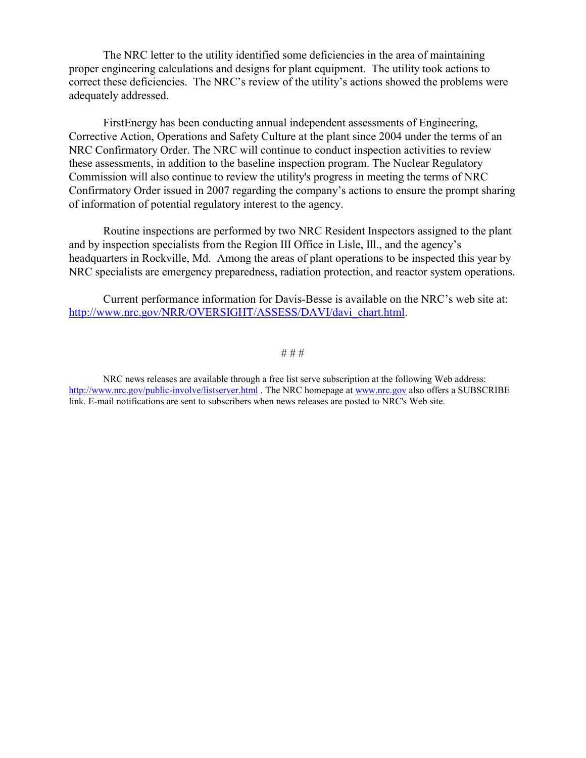The NRC letter to the utility identified some deficiencies in the area of maintaining proper engineering calculations and designs for plant equipment. The utility took actions to correct these deficiencies. The NRC's review of the utility's actions showed the problems were adequately addressed.

FirstEnergy has been conducting annual independent assessments of Engineering, Corrective Action, Operations and Safety Culture at the plant since 2004 under the terms of an NRC Confirmatory Order. The NRC will continue to conduct inspection activities to review these assessments, in addition to the baseline inspection program. The Nuclear Regulatory Commission will also continue to review the utility's progress in meeting the terms of NRC Confirmatory Order issued in 2007 regarding the company's actions to ensure the prompt sharing of information of potential regulatory interest to the agency.

Routine inspections are performed by two NRC Resident Inspectors assigned to the plant and by inspection specialists from the Region III Office in Lisle, Ill., and the agency's headquarters in Rockville, Md. Among the areas of plant operations to be inspected this year by NRC specialists are emergency preparedness, radiation protection, and reactor system operations.

Current performance information for Davis-Besse is available on the NRC's web site at: http://www.nrc.gov/NRR/OVERSIGHT/ASSESS/DAVI/davi_chart.html.

# # #

NRC news releases are available through a free list serve subscription at the following Web address: http://www.nrc.gov/public-involve/listserver.html . The NRC homepage at www.nrc.gov also offers a SUBSCRIBE link. E-mail notifications are sent to subscribers when news releases are posted to NRC's Web site.